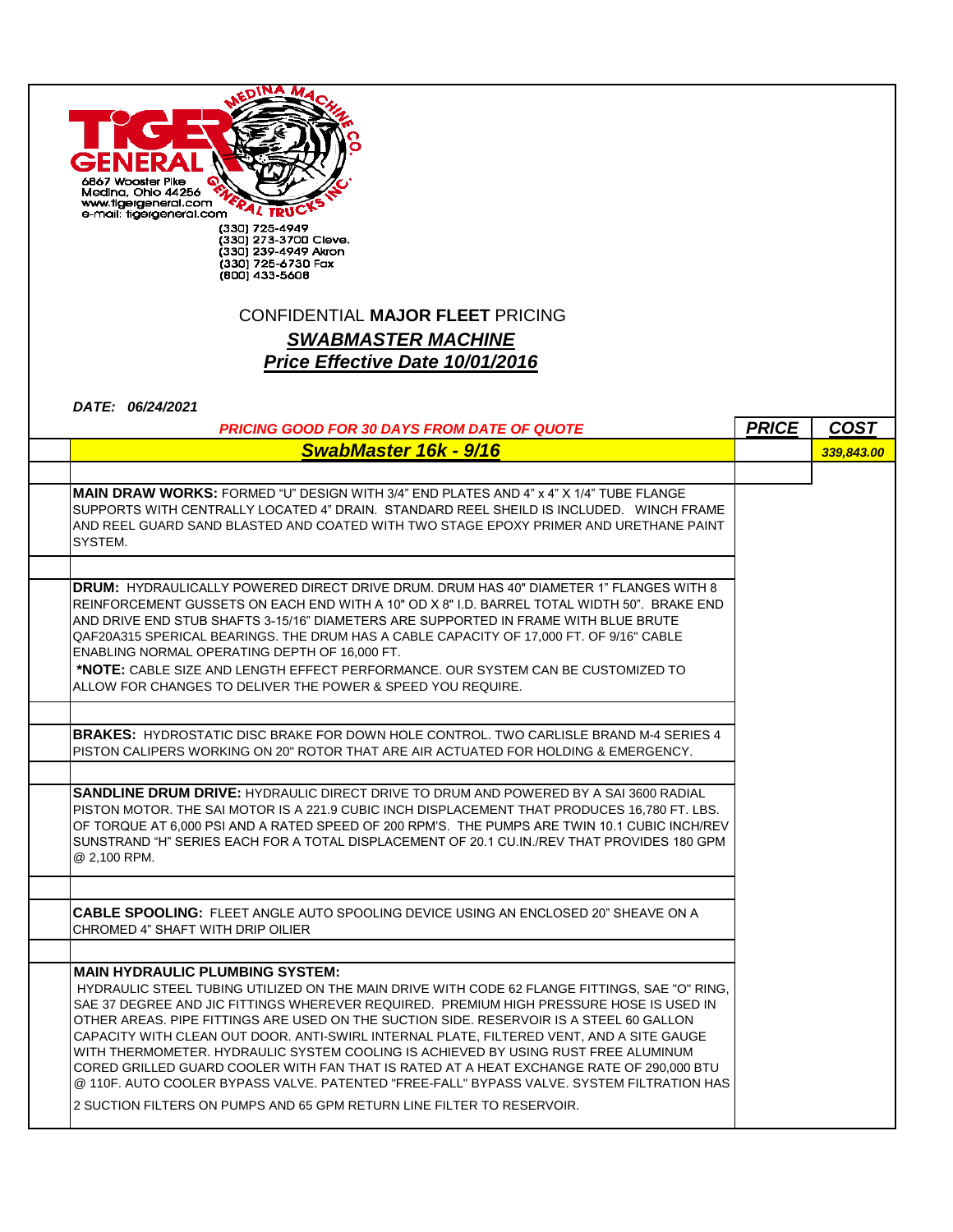TIGER GENERAL

MEDINA MACHINE CO.

GENERAL TRUCKS INC.

6867 Wooster Pike
Medina, Ohio 44256
www.tigergeneral.com
e-mail: tigergeneral.com

(330) 725-4949
(330) 273-3700 Cleve.
(330) 239-4949 Akron
(330) 725-6730 Fax
(800) 433-5608

## CONFIDENTIAL **MAJOR FLEET** PRICING

## ***SWABMASTER MACHINE***

## ***Price Effective Date 10/01/2016***

***DATE: 06/24/2021***

| ***PRICING GOOD FOR 30 DAYS FROM DATE OF QUOTE*** | ***PRICE*** | ***COST*** |
|---|---|---|
| ***SwabMaster 16k - 9/16*** | | ***339,843.00*** |
| **MAIN DRAW WORKS:** FORMED "U" DESIGN WITH 3/4" END PLATES AND 4" x 4" X 1/4" TUBE FLANGE SUPPORTS WITH CENTRALLY LOCATED 4" DRAIN. STANDARD REEL SHEILD IS INCLUDED. WINCH FRAME AND REEL GUARD SAND BLASTED AND COATED WITH TWO STAGE EPOXY PRIMER AND URETHANE PAINT SYSTEM. | | |
| **DRUM:** HYDRAULICALLY POWERED DIRECT DRIVE DRUM. DRUM HAS 40" DIAMETER 1" FLANGES WITH 8 REINFORCEMENT GUSSETS ON EACH END WITH A 10" OD X 8" I.D. BARREL TOTAL WIDTH 50". BRAKE END AND DRIVE END STUB SHAFTS 3-15/16" DIAMETERS ARE SUPPORTED IN FRAME WITH BLUE BRUTE QAF20A315 SPERICAL BEARINGS. THE DRUM HAS A CABLE CAPACITY OF 17,000 FT. OF 9/16" CABLE ENABLING NORMAL OPERATING DEPTH OF 16,000 FT. **\*NOTE:** CABLE SIZE AND LENGTH EFFECT PERFORMANCE. OUR SYSTEM CAN BE CUSTOMIZED TO ALLOW FOR CHANGES TO DELIVER THE POWER & SPEED YOU REQUIRE. | | |
| **BRAKES:** HYDROSTATIC DISC BRAKE FOR DOWN HOLE CONTROL. TWO CARLISLE BRAND M-4 SERIES 4 PISTON CALIPERS WORKING ON 20" ROTOR THAT ARE AIR ACTUATED FOR HOLDING & EMERGENCY. | | |
| **SANDLINE DRUM DRIVE:** HYDRAULIC DIRECT DRIVE TO DRUM AND POWERED BY A SAI 3600 RADIAL PISTON MOTOR. THE SAI MOTOR IS A 221.9 CUBIC INCH DISPLACEMENT THAT PRODUCES 16,780 FT. LBS. OF TORQUE AT 6,000 PSI AND A RATED SPEED OF 200 RPM'S. THE PUMPS ARE TWIN 10.1 CUBIC INCH/REV SUNSTRAND "H" SERIES EACH FOR A TOTAL DISPLACEMENT OF 20.1 CU.IN./REV THAT PROVIDES 180 GPM @ 2,100 RPM. | | |
| **CABLE SPOOLING:** FLEET ANGLE AUTO SPOOLING DEVICE USING AN ENCLOSED 20" SHEAVE ON A CHROMED 4" SHAFT WITH DRIP OILIER | | |
| **MAIN HYDRAULIC PLUMBING SYSTEM:** HYDRAULIC STEEL TUBING UTILIZED ON THE MAIN DRIVE WITH CODE 62 FLANGE FITTINGS, SAE "O" RING, SAE 37 DEGREE AND JIC FITTINGS WHEREVER REQUIRED. PREMIUM HIGH PRESSURE HOSE IS USED IN OTHER AREAS. PIPE FITTINGS ARE USED ON THE SUCTION SIDE. RESERVOIR IS A STEEL 60 GALLON CAPACITY WITH CLEAN OUT DOOR. ANTI-SWIRL INTERNAL PLATE, FILTERED VENT, AND A SITE GAUGE WITH THERMOMETER. HYDRAULIC SYSTEM COOLING IS ACHIEVED BY USING RUST FREE ALUMINUM CORED GRILLED GUARD COOLER WITH FAN THAT IS RATED AT A HEAT EXCHANGE RATE OF 290,000 BTU @ 110F. AUTO COOLER BYPASS VALVE. PATENTED "FREE-FALL" BYPASS VALVE. SYSTEM FILTRATION HAS 2 SUCTION FILTERS ON PUMPS AND 65 GPM RETURN LINE FILTER TO RESERVOIR. | | |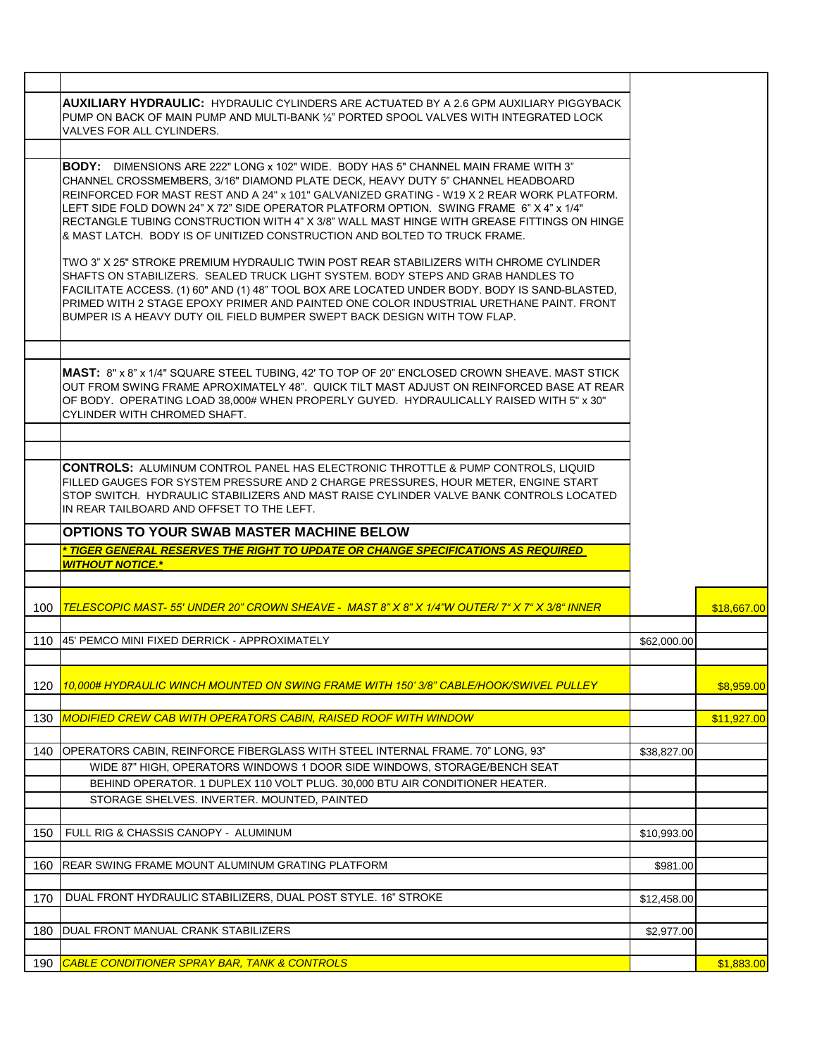**AUXILIARY HYDRAULIC:** HYDRAULIC CYLINDERS ARE ACTUATED BY A 2.6 GPM AUXILIARY PIGGYBACK PUMP ON BACK OF MAIN PUMP AND MULTI-BANK ½" PORTED SPOOL VALVES WITH INTEGRATED LOCK VALVES FOR ALL CYLINDERS.

**BODY:** DIMENSIONS ARE 222" LONG x 102" WIDE. BODY HAS 5" CHANNEL MAIN FRAME WITH 3" CHANNEL CROSSMEMBERS, 3/16" DIAMOND PLATE DECK, HEAVY DUTY 5" CHANNEL HEADBOARD REINFORCED FOR MAST REST AND A 24" x 101" GALVANIZED GRATING - W19 X 2 REAR WORK PLATFORM. LEFT SIDE FOLD DOWN 24" X 72" SIDE OPERATOR PLATFORM OPTION. SWING FRAME 6" X 4" x 1/4" RECTANGLE TUBING CONSTRUCTION WITH 4" X 3/8" WALL MAST HINGE WITH GREASE FITTINGS ON HINGE & MAST LATCH. BODY IS OF UNITIZED CONSTRUCTION AND BOLTED TO TRUCK FRAME.

TWO 3" X 25" STROKE PREMIUM HYDRAULIC TWIN POST REAR STABILIZERS WITH CHROME CYLINDER SHAFTS ON STABILIZERS. SEALED TRUCK LIGHT SYSTEM. BODY STEPS AND GRAB HANDLES TO FACILITATE ACCESS. (1) 60" AND (1) 48" TOOL BOX ARE LOCATED UNDER BODY. BODY IS SAND-BLASTED, PRIMED WITH 2 STAGE EPOXY PRIMER AND PAINTED ONE COLOR INDUSTRIAL URETHANE PAINT. FRONT BUMPER IS A HEAVY DUTY OIL FIELD BUMPER SWEPT BACK DESIGN WITH TOW FLAP.

**MAST:** 8" x 8" x 1/4" SQUARE STEEL TUBING, 42' TO TOP OF 20" ENCLOSED CROWN SHEAVE. MAST STICK OUT FROM SWING FRAME APROXIMATELY 48". QUICK TILT MAST ADJUST ON REINFORCED BASE AT REAR OF BODY. OPERATING LOAD 38,000# WHEN PROPERLY GUYED. HYDRAULICALLY RAISED WITH 5" x 30" CYLINDER WITH CHROMED SHAFT.

**CONTROLS:** ALUMINUM CONTROL PANEL HAS ELECTRONIC THROTTLE & PUMP CONTROLS, LIQUID FILLED GAUGES FOR SYSTEM PRESSURE AND 2 CHARGE PRESSURES, HOUR METER, ENGINE START STOP SWITCH. HYDRAULIC STABILIZERS AND MAST RAISE CYLINDER VALVE BANK CONTROLS LOCATED IN REAR TAILBOARD AND OFFSET TO THE LEFT.

## OPTIONS TO YOUR SWAB MASTER MACHINE BELOW

***\* TIGER GENERAL RESERVES THE RIGHT TO UPDATE OR CHANGE SPECIFICATIONS AS REQUIRED WITHOUT NOTICE.\****

| No. | Description | Price | Selected |
|---|---|---|---|
| 100 | *TELESCOPIC MAST- 55' UNDER 20" CROWN SHEAVE - MAST 8" X 8" X 1/4"W OUTER/ 7" X 7" X 3/8" INNER* | | $18,667.00 |
| 110 | 45' PEMCO MINI FIXED DERRICK - APPROXIMATELY | $62,000.00 | |
| 120 | *10,000# HYDRAULIC WINCH MOUNTED ON SWING FRAME WITH 150' 3/8" CABLE/HOOK/SWIVEL PULLEY* | | $8,959.00 |
| 130 | *MODIFIED CREW CAB WITH OPERATORS CABIN, RAISED ROOF WITH WINDOW* | | $11,927.00 |
| 140 | OPERATORS CABIN, REINFORCE FIBERGLASS WITH STEEL INTERNAL FRAME. 70" LONG, 93" WIDE 87" HIGH, OPERATORS WINDOWS 1 DOOR SIDE WINDOWS, STORAGE/BENCH SEAT BEHIND OPERATOR. 1 DUPLEX 110 VOLT PLUG. 30,000 BTU AIR CONDITIONER HEATER. STORAGE SHELVES. INVERTER. MOUNTED, PAINTED | $38,827.00 | |
| 150 | FULL RIG & CHASSIS CANOPY - ALUMINUM | $10,993.00 | |
| 160 | REAR SWING FRAME MOUNT ALUMINUM GRATING PLATFORM | $981.00 | |
| 170 | DUAL FRONT HYDRAULIC STABILIZERS, DUAL POST STYLE. 16" STROKE | $12,458.00 | |
| 180 | DUAL FRONT MANUAL CRANK STABILIZERS | $2,977.00 | |
| 190 | *CABLE CONDITIONER SPRAY BAR, TANK & CONTROLS* | | $1,883.00 |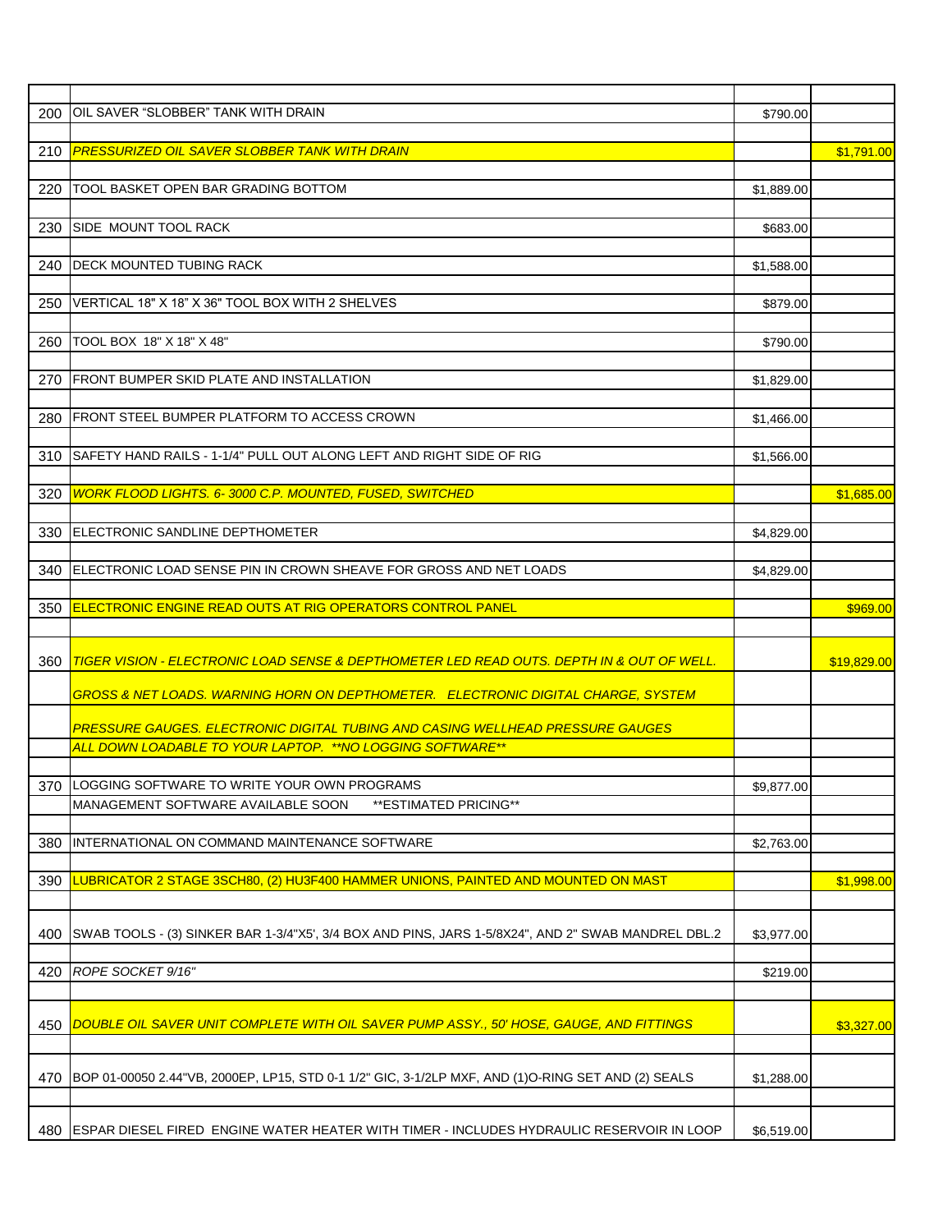| | | | |
|---|---|---|---|
| 200 | OIL SAVER “SLOBBER” TANK WITH DRAIN | $790.00 | |
| 210 | *PRESSURIZED OIL SAVER SLOBBER TANK WITH DRAIN* | | $1,791.00 |
| 220 | TOOL BASKET OPEN BAR GRADING BOTTOM | $1,889.00 | |
| 230 | SIDE MOUNT TOOL RACK | $683.00 | |
| 240 | DECK MOUNTED TUBING RACK | $1,588.00 | |
| 250 | VERTICAL 18" X 18" X 36" TOOL BOX WITH 2 SHELVES | $879.00 | |
| 260 | TOOL BOX 18" X 18" X 48" | $790.00 | |
| 270 | FRONT BUMPER SKID PLATE AND INSTALLATION | $1,829.00 | |
| 280 | FRONT STEEL BUMPER PLATFORM TO ACCESS CROWN | $1,466.00 | |
| 310 | SAFETY HAND RAILS - 1-1/4" PULL OUT ALONG LEFT AND RIGHT SIDE OF RIG | $1,566.00 | |
| 320 | *WORK FLOOD LIGHTS. 6- 3000 C.P. MOUNTED, FUSED, SWITCHED* | | $1,685.00 |
| 330 | ELECTRONIC SANDLINE DEPTHOMETER | $4,829.00 | |
| 340 | ELECTRONIC LOAD SENSE PIN IN CROWN SHEAVE FOR GROSS AND NET LOADS | $4,829.00 | |
| 350 | ELECTRONIC ENGINE READ OUTS AT RIG OPERATORS CONTROL PANEL | | $969.00 |
| 360 | *TIGER VISION - ELECTRONIC LOAD SENSE & DEPTHOMETER LED READ OUTS. DEPTH IN & OUT OF WELL.* | | $19,829.00 |
| | *GROSS & NET LOADS. WARNING HORN ON DEPTHOMETER. ELECTRONIC DIGITAL CHARGE, SYSTEM* | | |
| | *PRESSURE GAUGES. ELECTRONIC DIGITAL TUBING AND CASING WELLHEAD PRESSURE GAUGES* | | |
| | *ALL DOWN LOADABLE TO YOUR LAPTOP. **NO LOGGING SOFTWARE*** | | |
| 370 | LOGGING SOFTWARE TO WRITE YOUR OWN PROGRAMS | $9,877.00 | |
| | MANAGEMENT SOFTWARE AVAILABLE SOON **ESTIMATED PRICING** | | |
| 380 | INTERNATIONAL ON COMMAND MAINTENANCE SOFTWARE | $2,763.00 | |
| 390 | LUBRICATOR 2 STAGE 3SCH80, (2) HU3F400 HAMMER UNIONS, PAINTED AND MOUNTED ON MAST | | $1,998.00 |
| 400 | SWAB TOOLS - (3) SINKER BAR 1-3/4"X5', 3/4 BOX AND PINS, JARS 1-5/8X24", AND 2" SWAB MANDREL DBL.2 | $3,977.00 | |
| 420 | *ROPE SOCKET 9/16"* | $219.00 | |
| 450 | *DOUBLE OIL SAVER UNIT COMPLETE WITH OIL SAVER PUMP ASSY., 50' HOSE, GAUGE, AND FITTINGS* | | $3,327.00 |
| 470 | BOP 01-00050 2.44"VB, 2000EP, LP15, STD 0-1 1/2" GIC, 3-1/2LP MXF, AND (1)O-RING SET AND (2) SEALS | $1,288.00 | |
| 480 | ESPAR DIESEL FIRED ENGINE WATER HEATER WITH TIMER - INCLUDES HYDRAULIC RESERVOIR IN LOOP | $6,519.00 | |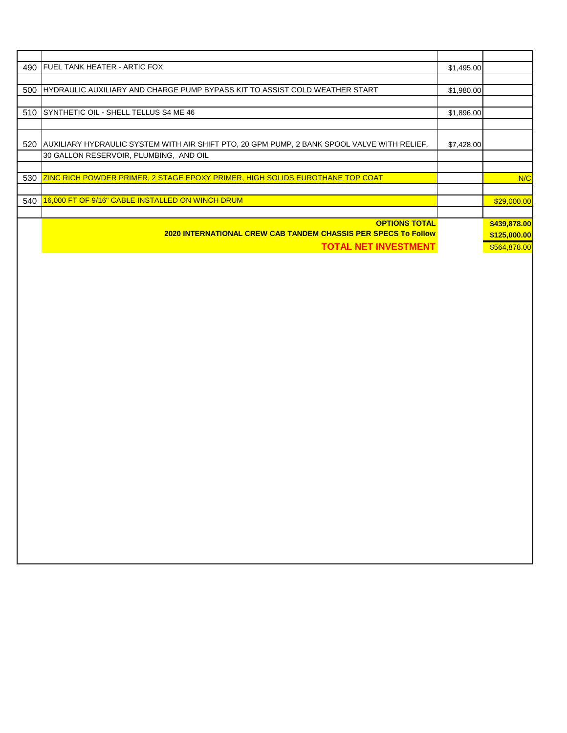| | | | |
|---|---|---|---|
| 490 | FUEL TANK HEATER - ARTIC FOX | $1,495.00 | |
| 500 | HYDRAULIC AUXILIARY AND CHARGE PUMP BYPASS KIT TO ASSIST COLD WEATHER START | $1,980.00 | |
| 510 | SYNTHETIC OIL - SHELL TELLUS S4 ME 46 | $1,896.00 | |
| 520 | AUXILIARY HYDRAULIC SYSTEM WITH AIR SHIFT PTO, 20 GPM PUMP, 2 BANK SPOOL VALVE WITH RELIEF, 30 GALLON RESERVOIR, PLUMBING, AND OIL | $7,428.00 | |
| 530 | ZINC RICH POWDER PRIMER, 2 STAGE EPOXY PRIMER, HIGH SOLIDS EUROTHANE TOP COAT | | N/C |
| 540 | 16,000 FT OF 9/16" CABLE INSTALLED ON WINCH DRUM | | $29,000.00 |
| | **OPTIONS TOTAL** | | **$439,878.00** |
| | **2020 INTERNATIONAL CREW CAB TANDEM CHASSIS PER SPECS To Follow** | | **$125,000.00** |
| | **TOTAL NET INVESTMENT** | | $564,878.00 |